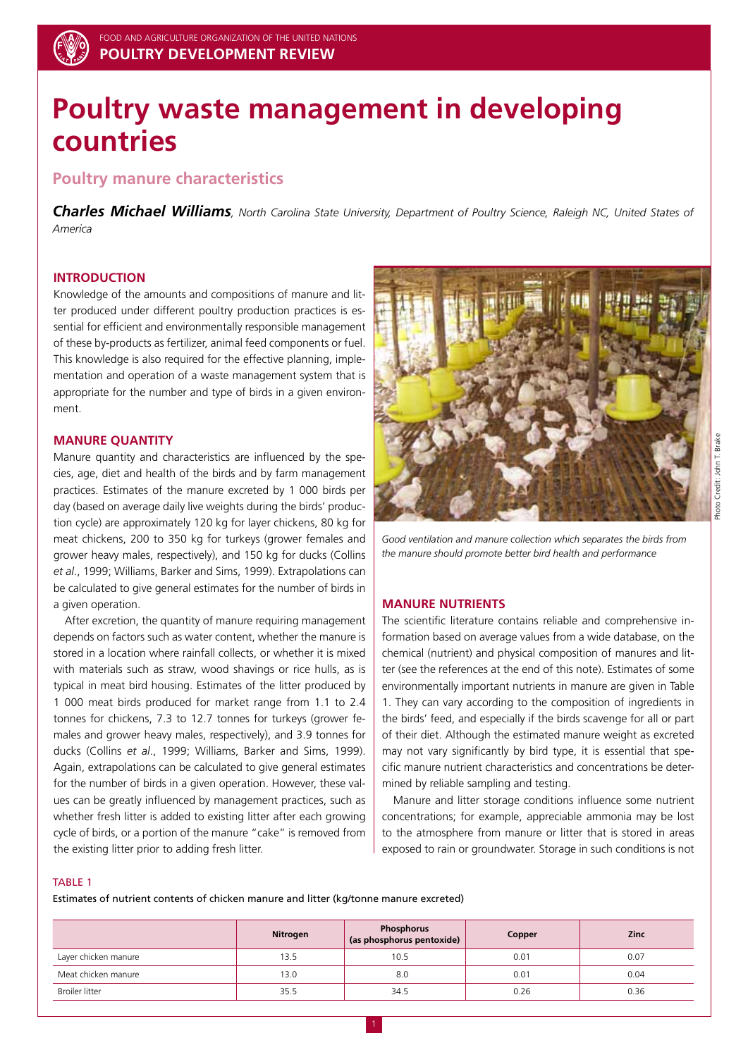# Poultry waste management in developing countries

## Poultry manure characteristics

***Charles Michael Williams****, North Carolina State University, Department of Poultry Science, Raleigh NC, United States of America*

### INTRODUCTION

Knowledge of the amounts and compositions of manure and litter produced under different poultry production practices is essential for efficient and environmentally responsible management of these by-products as fertilizer, animal feed components or fuel. This knowledge is also required for the effective planning, implementation and operation of a waste management system that is appropriate for the number and type of birds in a given environment.

### MANURE QUANTITY

Manure quantity and characteristics are influenced by the species, age, diet and health of the birds and by farm management practices. Estimates of the manure excreted by 1 000 birds per day (based on average daily live weights during the birds' production cycle) are approximately 120 kg for layer chickens, 80 kg for meat chickens, 200 to 350 kg for turkeys (grower females and grower heavy males, respectively), and 150 kg for ducks (Collins *et al*., 1999; Williams, Barker and Sims, 1999). Extrapolations can be calculated to give general estimates for the number of birds in a given operation.

After excretion, the quantity of manure requiring management depends on factors such as water content, whether the manure is stored in a location where rainfall collects, or whether it is mixed with materials such as straw, wood shavings or rice hulls, as is typical in meat bird housing. Estimates of the litter produced by 1 000 meat birds produced for market range from 1.1 to 2.4 tonnes for chickens, 7.3 to 12.7 tonnes for turkeys (grower females and grower heavy males, respectively), and 3.9 tonnes for ducks (Collins *et al*., 1999; Williams, Barker and Sims, 1999). Again, extrapolations can be calculated to give general estimates for the number of birds in a given operation. However, these values can be greatly influenced by management practices, such as whether fresh litter is added to existing litter after each growing cycle of birds, or a portion of the manure "cake" is removed from the existing litter prior to adding fresh litter.

*Good ventilation and manure collection which separates the birds from the manure should promote better bird health and performance*

Photo Credit: John T. Brake

### MANURE NUTRIENTS

The scientific literature contains reliable and comprehensive information based on average values from a wide database, on the chemical (nutrient) and physical composition of manures and litter (see the references at the end of this note). Estimates of some environmentally important nutrients in manure are given in Table 1. They can vary according to the composition of ingredients in the birds' feed, and especially if the birds scavenge for all or part of their diet. Although the estimated manure weight as excreted may not vary significantly by bird type, it is essential that specific manure nutrient characteristics and concentrations be determined by reliable sampling and testing.

Manure and litter storage conditions influence some nutrient concentrations; for example, appreciable ammonia may be lost to the atmosphere from manure or litter that is stored in areas exposed to rain or groundwater. Storage in such conditions is not

TABLE 1

Estimates of nutrient contents of chicken manure and litter (kg/tonne manure excreted)

| | Nitrogen | Phosphorus (as phosphorus pentoxide) | Copper | Zinc |
|---|---|---|---|---|
| Layer chicken manure | 13.5 | 10.5 | 0.01 | 0.07 |
| Meat chicken manure | 13.0 | 8.0 | 0.01 | 0.04 |
| Broiler litter | 35.5 | 34.5 | 0.26 | 0.36 |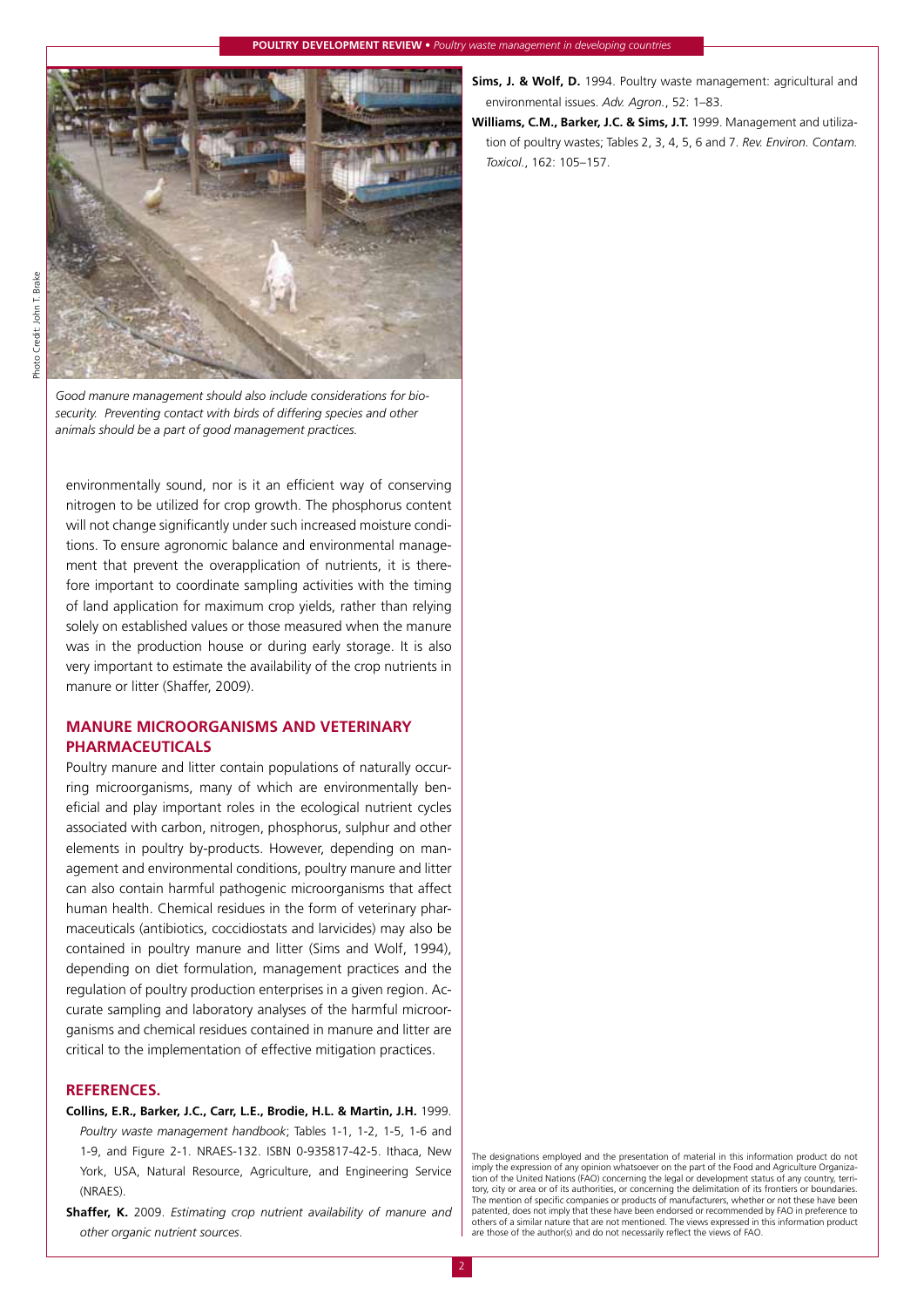*Good manure management should also include considerations for biosecurity. Preventing contact with birds of differing species and other animals should be a part of good management practices.*

Photo Credit: John T. Brake

environmentally sound, nor is it an efficient way of conserving nitrogen to be utilized for crop growth. The phosphorus content will not change significantly under such increased moisture conditions. To ensure agronomic balance and environmental management that prevent the overapplication of nutrients, it is therefore important to coordinate sampling activities with the timing of land application for maximum crop yields, rather than relying solely on established values or those measured when the manure was in the production house or during early storage. It is also very important to estimate the availability of the crop nutrients in manure or litter (Shaffer, 2009).

## MANURE MICROORGANISMS AND VETERINARY PHARMACEUTICALS

Poultry manure and litter contain populations of naturally occurring microorganisms, many of which are environmentally beneficial and play important roles in the ecological nutrient cycles associated with carbon, nitrogen, phosphorus, sulphur and other elements in poultry by-products. However, depending on management and environmental conditions, poultry manure and litter can also contain harmful pathogenic microorganisms that affect human health. Chemical residues in the form of veterinary pharmaceuticals (antibiotics, coccidiostats and larvicides) may also be contained in poultry manure and litter (Sims and Wolf, 1994), depending on diet formulation, management practices and the regulation of poultry production enterprises in a given region. Accurate sampling and laboratory analyses of the harmful microorganisms and chemical residues contained in manure and litter are critical to the implementation of effective mitigation practices.

## REFERENCES.

**Collins, E.R., Barker, J.C., Carr, L.E., Brodie, H.L. & Martin, J.H.** 1999. *Poultry waste management handbook*; Tables 1-1, 1-2, 1-5, 1-6 and 1-9, and Figure 2-1. NRAES-132. ISBN 0-935817-42-5. Ithaca, New York, USA, Natural Resource, Agriculture, and Engineering Service (NRAES).

**Shaffer, K.** 2009. *Estimating crop nutrient availability of manure and other organic nutrient sources.*

**Sims, J. & Wolf, D.** 1994. Poultry waste management: agricultural and environmental issues. *Adv. Agron.*, 52: 1–83.

**Williams, C.M., Barker, J.C. & Sims, J.T.** 1999. Management and utilization of poultry wastes; Tables 2, 3, 4, 5, 6 and 7. *Rev. Environ. Contam. Toxicol.*, 162: 105–157.

The designations employed and the presentation of material in this information product do not imply the expression of any opinion whatsoever on the part of the Food and Agriculture Organization of the United Nations (FAO) concerning the legal or development status of any country, territory, city or area or of its authorities, or concerning the delimitation of its frontiers or boundaries. The mention of specific companies or products of manufacturers, whether or not these have been patented, does not imply that these have been endorsed or recommended by FAO in preference to others of a similar nature that are not mentioned. The views expressed in this information product are those of the author(s) and do not necessarily reflect the views of FAO.